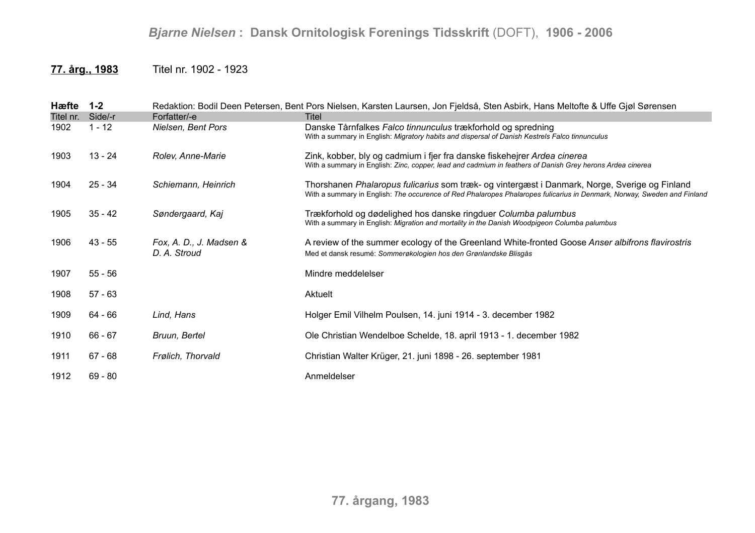**77. årg., 1983** Titel nr. 1902 - 1923

| **Hæfte** | **1-2** | Redaktion: Bodil Deen Petersen, Bent Pors Nielsen, Karsten Laursen, Jon Fjeldså, Sten Asbirk, Hans Meltofte & Uffe Gjøl Sørensen | |
|---|---|---|---|
| Titel nr. | Side/-r | Forfatter/-e | Titel |
| 1902 | 1 - 12 | *Nielsen, Bent Pors* | Danske Tårnfalkes *Falco tinnunculus* trækforhold og spredning<br>With a summary in English: *Migratory habits and dispersal of Danish Kestrels Falco tinnunculus* |
| 1903 | 13 - 24 | *Rolev, Anne-Marie* | Zink, kobber, bly og cadmium i fjer fra danske fiskehejrer *Ardea cinerea*<br>With a summary in English: *Zinc, copper, lead and cadmium in feathers of Danish Grey herons Ardea cinerea* |
| 1904 | 25 - 34 | *Schiemann, Heinrich* | Thorshanen *Phalaropus fulicarius* som træk- og vintergæst i Danmark, Norge, Sverige og Finland<br>With a summary in English: *The occurence of Red Phalaropes Phalaropes fulicarius in Denmark, Norway, Sweden and Finland* |
| 1905 | 35 - 42 | *Søndergaard, Kaj* | Trækforhold og dødelighed hos danske ringduer *Columba palumbus*<br>With a summary in English: *Migration and mortality in the Danish Woodpigeon Columba palumbus* |
| 1906 | 43 - 55 | *Fox, A. D., J. Madsen & D. A. Stroud* | A review of the summer ecology of the Greenland White-fronted Goose *Anser albifrons flavirostris*<br>Med et dansk resumé: *Sommerøkologien hos den Grønlandske Blisgås* |
| 1907 | 55 - 56 | | Mindre meddelelser |
| 1908 | 57 - 63 | | Aktuelt |
| 1909 | 64 - 66 | *Lind, Hans* | Holger Emil Vilhelm Poulsen, 14. juni 1914 - 3. december 1982 |
| 1910 | 66 - 67 | *Bruun, Bertel* | Ole Christian Wendelboe Schelde, 18. april 1913 - 1. december 1982 |
| 1911 | 67 - 68 | *Frølich, Thorvald* | Christian Walter Krüger, 21. juni 1898 - 26. september 1981 |
| 1912 | 69 - 80 | | Anmeldelser |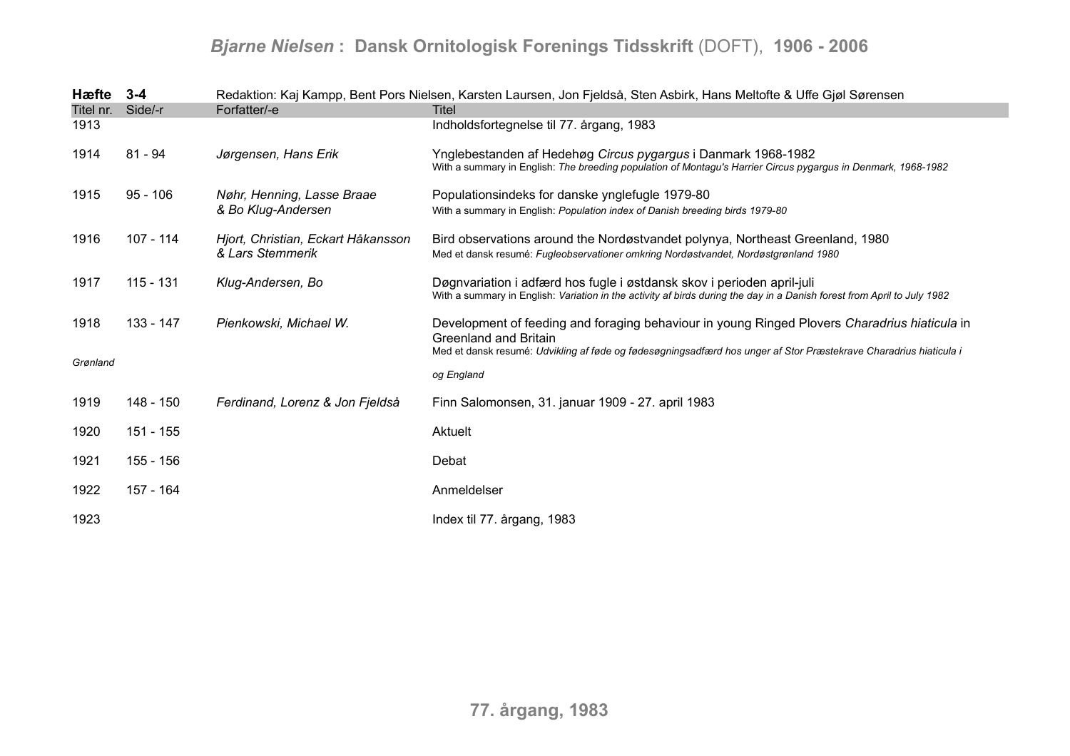**Hæfte 3-4** Redaktion: Kaj Kampp, Bent Pors Nielsen, Karsten Laursen, Jon Fjeldså, Sten Asbirk, Hans Meltofte & Uffe Gjøl Sørensen

| Titel nr. | Side/-r | Forfatter/-e | Titel |
|---|---|---|---|
| 1913 | | | Indholdsfortegnelse til 77. årgang, 1983 |
| 1914 | 81 - 94 | *Jørgensen, Hans Erik* | Ynglebestanden af Hedehøg *Circus pygargus* i Danmark 1968-1982<br>With a summary in English: *The breeding population of Montagu's Harrier Circus pygargus in Denmark, 1968-1982* |
| 1915 | 95 - 106 | *Nøhr, Henning, Lasse Braae & Bo Klug-Andersen* | Populationsindeks for danske ynglefugle 1979-80<br>With a summary in English: *Population index of Danish breeding birds 1979-80* |
| 1916 | 107 - 114 | *Hjort, Christian, Eckart Håkansson & Lars Stemmerik* | Bird observations around the Nordøstvandet polynya, Northeast Greenland, 1980<br>Med et dansk resumé: *Fugleobservationer omkring Nordøstvandet, Nordøstgrønland 1980* |
| 1917 | 115 - 131 | *Klug-Andersen, Bo* | Døgnvariation i adfærd hos fugle i østdansk skov i perioden april-juli<br>With a summary in English: *Variation in the activity af birds during the day in a Danish forest from April to July 1982* |
| 1918 | 133 - 147 | *Pienkowski, Michael W.* | Development of feeding and foraging behaviour in young Ringed Plovers *Charadrius hiaticula* in Greenland and Britain<br>Med et dansk resumé: *Udvikling af føde og fødesøgningsadfærd hos unger af Stor Præstekrave Charadrius hiaticula i Grønland og England* |
| 1919 | 148 - 150 | *Ferdinand, Lorenz & Jon Fjeldså* | Finn Salomonsen, 31. januar 1909 - 27. april 1983 |
| 1920 | 151 - 155 | | Aktuelt |
| 1921 | 155 - 156 | | Debat |
| 1922 | 157 - 164 | | Anmeldelser |
| 1923 | | | Index til 77. årgang, 1983 |